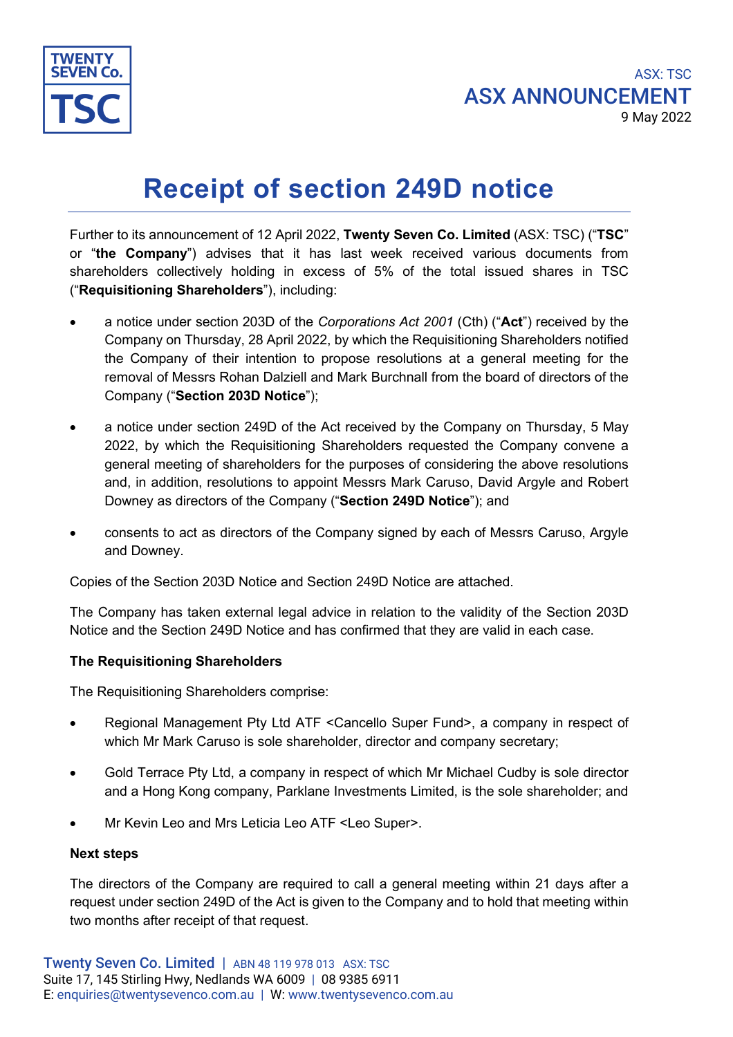ASX: TSC

ASX ANNOUNCEMENT

9 May 2022

# Receipt of section 249D notice

Further to its announcement of 12 April 2022, **Twenty Seven Co. Limited** (ASX: TSC) ("**TSC**" or "**the Company**") advises that it has last week received various documents from shareholders collectively holding in excess of 5% of the total issued shares in TSC ("**Requisitioning Shareholders**"), including:

- a notice under section 203D of the *Corporations Act 2001* (Cth) ("**Act**") received by the Company on Thursday, 28 April 2022, by which the Requisitioning Shareholders notified the Company of their intention to propose resolutions at a general meeting for the removal of Messrs Rohan Dalziell and Mark Burchnall from the board of directors of the Company ("**Section 203D Notice**");
- a notice under section 249D of the Act received by the Company on Thursday, 5 May 2022, by which the Requisitioning Shareholders requested the Company convene a general meeting of shareholders for the purposes of considering the above resolutions and, in addition, resolutions to appoint Messrs Mark Caruso, David Argyle and Robert Downey as directors of the Company ("**Section 249D Notice**"); and
- consents to act as directors of the Company signed by each of Messrs Caruso, Argyle and Downey.

Copies of the Section 203D Notice and Section 249D Notice are attached.

The Company has taken external legal advice in relation to the validity of the Section 203D Notice and the Section 249D Notice and has confirmed that they are valid in each case.

**The Requisitioning Shareholders**

The Requisitioning Shareholders comprise:

- Regional Management Pty Ltd ATF <Cancello Super Fund>, a company in respect of which Mr Mark Caruso is sole shareholder, director and company secretary;
- Gold Terrace Pty Ltd, a company in respect of which Mr Michael Cudby is sole director and a Hong Kong company, Parklane Investments Limited, is the sole shareholder; and
- Mr Kevin Leo and Mrs Leticia Leo ATF <Leo Super>.

**Next steps**

The directors of the Company are required to call a general meeting within 21 days after a request under section 249D of the Act is given to the Company and to hold that meeting within two months after receipt of that request.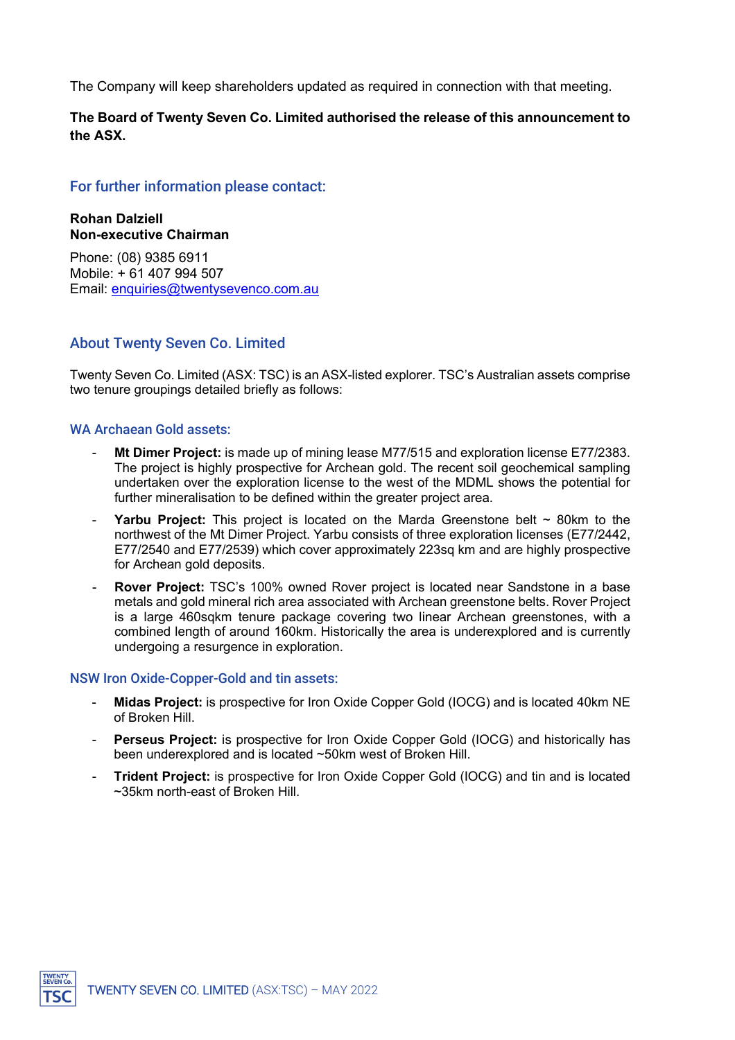The Company will keep shareholders updated as required in connection with that meeting.

**The Board of Twenty Seven Co. Limited authorised the release of this announcement to the ASX.**

## For further information please contact:

**Rohan Dalziell**
**Non-executive Chairman**

Phone: (08) 9385 6911
Mobile: + 61 407 994 507
Email: enquiries@twentysevenco.com.au

## About Twenty Seven Co. Limited

Twenty Seven Co. Limited (ASX: TSC) is an ASX-listed explorer. TSC's Australian assets comprise two tenure groupings detailed briefly as follows:

### WA Archaean Gold assets:

- **Mt Dimer Project:** is made up of mining lease M77/515 and exploration license E77/2383. The project is highly prospective for Archean gold. The recent soil geochemical sampling undertaken over the exploration license to the west of the MDML shows the potential for further mineralisation to be defined within the greater project area.
- **Yarbu Project:** This project is located on the Marda Greenstone belt ~ 80km to the northwest of the Mt Dimer Project. Yarbu consists of three exploration licenses (E77/2442, E77/2540 and E77/2539) which cover approximately 223sq km and are highly prospective for Archean gold deposits.
- **Rover Project:** TSC's 100% owned Rover project is located near Sandstone in a base metals and gold mineral rich area associated with Archean greenstone belts. Rover Project is a large 460sqkm tenure package covering two linear Archean greenstones, with a combined length of around 160km. Historically the area is underexplored and is currently undergoing a resurgence in exploration.

### NSW Iron Oxide-Copper-Gold and tin assets:

- **Midas Project:** is prospective for Iron Oxide Copper Gold (IOCG) and is located 40km NE of Broken Hill.
- **Perseus Project:** is prospective for Iron Oxide Copper Gold (IOCG) and historically has been underexplored and is located ~50km west of Broken Hill.
- **Trident Project:** is prospective for Iron Oxide Copper Gold (IOCG) and tin and is located ~35km north-east of Broken Hill.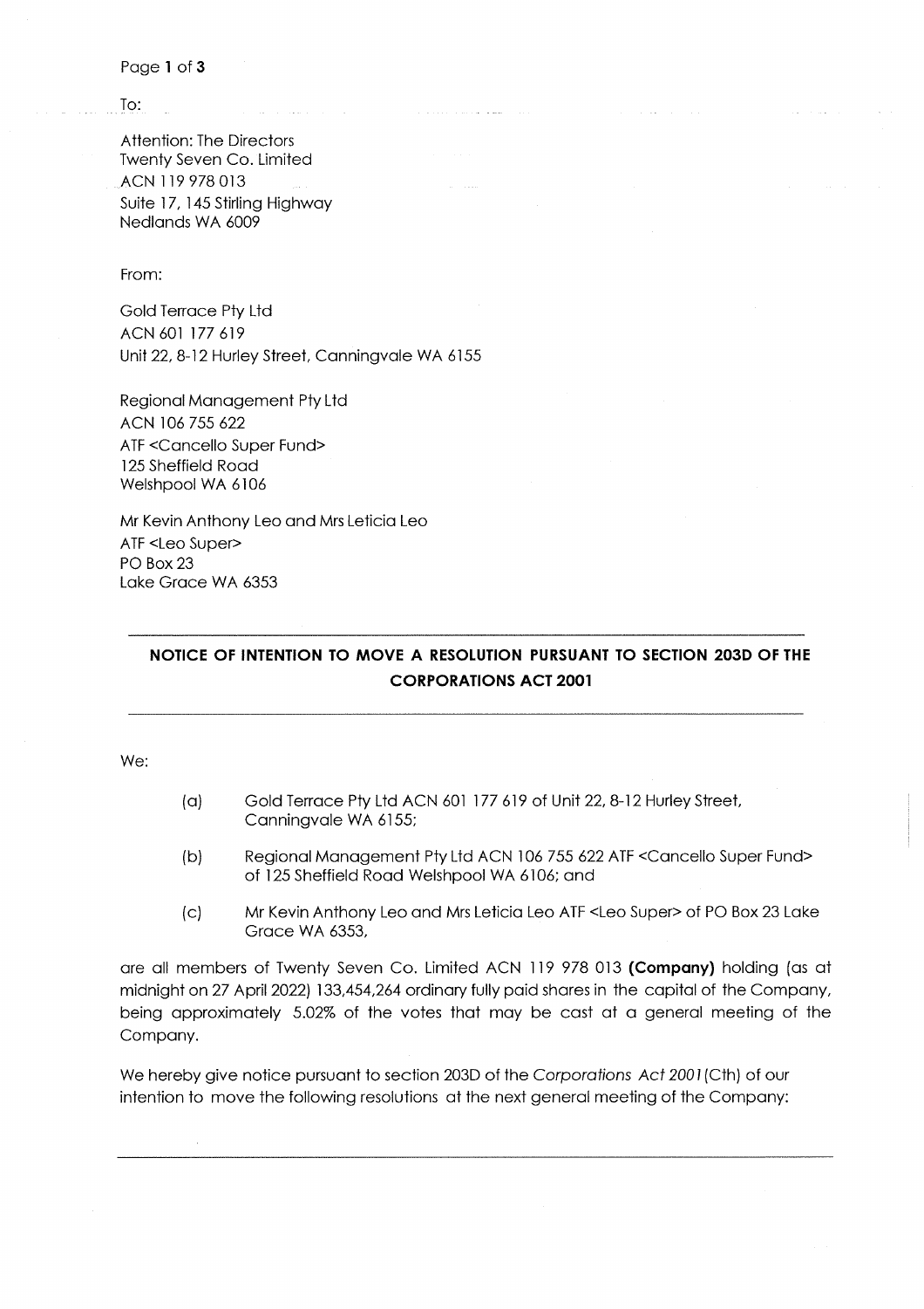To:

Attention: The Directors
Twenty Seven Co. Limited
ACN 119 978 013
Suite 17, 145 Stirling Highway
Nedlands WA 6009

From:

Gold Terrace Pty Ltd
ACN 601 177 619
Unit 22, 8-12 Hurley Street, Canningvale WA 6155

Regional Management Pty Ltd
ACN 106 755 622
ATF <Cancello Super Fund>
125 Sheffield Road
Welshpool WA 6106

Mr Kevin Anthony Leo and Mrs Leticia Leo
ATF <Leo Super>
PO Box 23
Lake Grace WA 6353

---

**NOTICE OF INTENTION TO MOVE A RESOLUTION PURSUANT TO SECTION 203D OF THE CORPORATIONS ACT 2001**

---

We:

(a) Gold Terrace Pty Ltd ACN 601 177 619 of Unit 22, 8-12 Hurley Street, Canningvale WA 6155;

(b) Regional Management Pty Ltd ACN 106 755 622 ATF <Cancello Super Fund> of 125 Sheffield Road Welshpool WA 6106; and

(c) Mr Kevin Anthony Leo and Mrs Leticia Leo ATF <Leo Super> of PO Box 23 Lake Grace WA 6353,

are all members of Twenty Seven Co. Limited ACN 119 978 013 **(Company)** holding (as at midnight on 27 April 2022) 133,454,264 ordinary fully paid shares in the capital of the Company, being approximately 5.02% of the votes that may be cast at a general meeting of the Company.

We hereby give notice pursuant to section 203D of the *Corporations Act 2001* (Cth) of our intention to move the following resolutions at the next general meeting of the Company:

---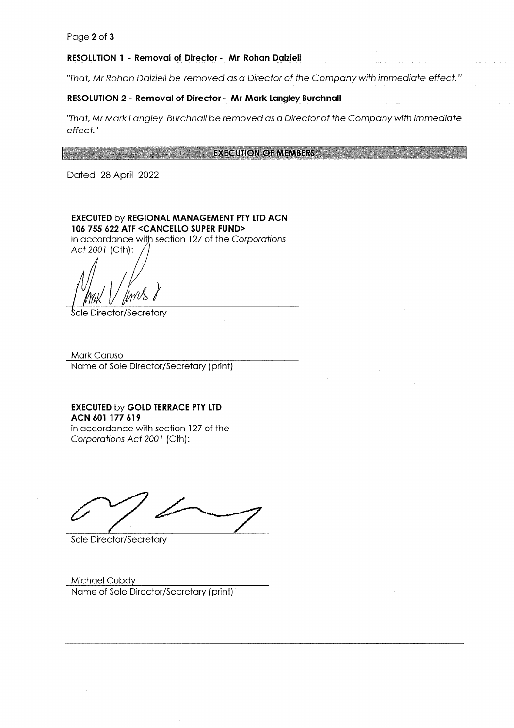**RESOLUTION 1 - Removal of Director - Mr Rohan Dalziell**

*"That, Mr Rohan Dalziell be removed as a Director of the Company with immediate effect."*

**RESOLUTION 2 - Removal of Director - Mr Mark Langley Burchnall**

*"That, Mr Mark Langley Burchnall be removed as a Director of the Company with immediate effect."*

## EXECUTION OF MEMBERS

Dated 28 April 2022

**EXECUTED** by **REGIONAL MANAGEMENT PTY LTD ACN 106 755 622 ATF <CANCELLO SUPER FUND>**
in accordance with section 127 of the *Corporations Act 2001* (Cth):

Sole Director/Secretary

Mark Caruso
Name of Sole Director/Secretary (print)

**EXECUTED** by **GOLD TERRACE PTY LTD ACN 601 177 619**
in accordance with section 127 of the *Corporations Act 2001* (Cth):

Sole Director/Secretary

Michael Cubdy
Name of Sole Director/Secretary (print)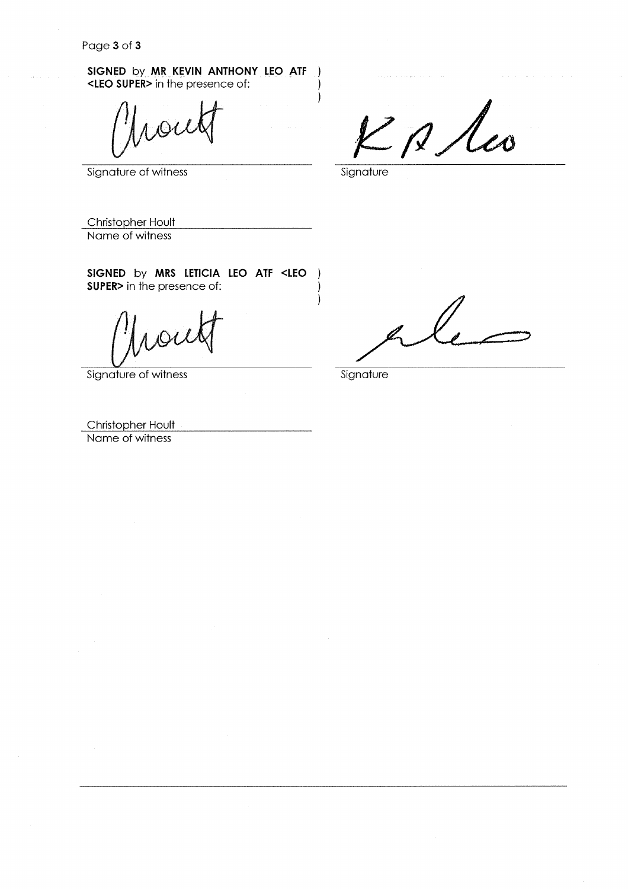**SIGNED** by **MR KEVIN ANTHONY LEO ATF <LEO SUPER>** in the presence of: )
)
)

Signature of witness

Signature

Christopher Hoult

Name of witness

**SIGNED** by **MRS LETICIA LEO ATF <LEO SUPER>** in the presence of: )
)
)

Signature of witness

Signature

Christopher Hoult

Name of witness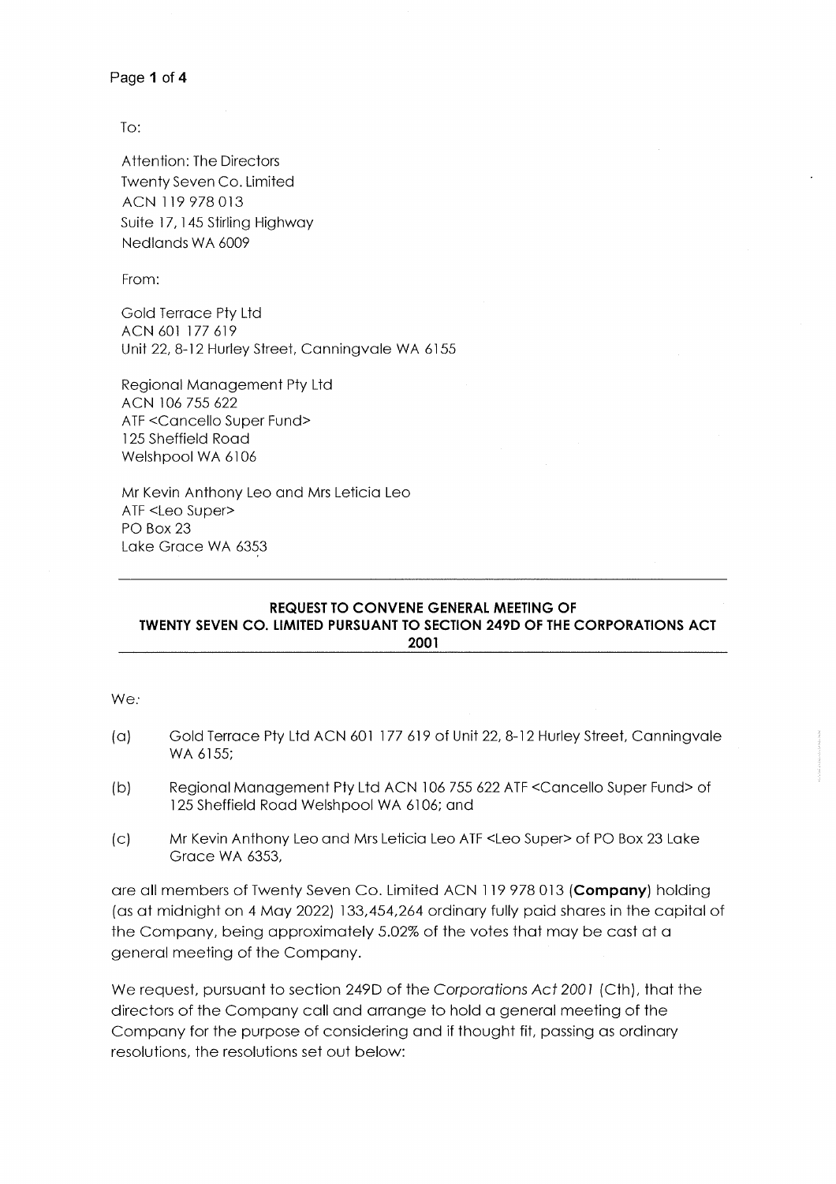To:

Attention: The Directors
Twenty Seven Co. Limited
ACN 119 978 013
Suite 17, 145 Stirling Highway
Nedlands WA 6009

From:

Gold Terrace Pty Ltd
ACN 601 177 619
Unit 22, 8-12 Hurley Street, Canningvale WA 6155

Regional Management Pty Ltd
ACN 106 755 622
ATF <Cancello Super Fund>
125 Sheffield Road
Welshpool WA 6106

Mr Kevin Anthony Leo and Mrs Leticia Leo
ATF <Leo Super>
PO Box 23
Lake Grace WA 6353

---

**REQUEST TO CONVENE GENERAL MEETING OF TWENTY SEVEN CO. LIMITED PURSUANT TO SECTION 249D OF THE CORPORATIONS ACT 2001**

---

We:

(a) Gold Terrace Pty Ltd ACN 601 177 619 of Unit 22, 8-12 Hurley Street, Canningvale WA 6155;

(b) Regional Management Pty Ltd ACN 106 755 622 ATF <Cancello Super Fund> of 125 Sheffield Road Welshpool WA 6106; and

(c) Mr Kevin Anthony Leo and Mrs Leticia Leo ATF <Leo Super> of PO Box 23 Lake Grace WA 6353,

are all members of Twenty Seven Co. Limited ACN 119 978 013 (**Company**) holding (as at midnight on 4 May 2022) 133,454,264 ordinary fully paid shares in the capital of the Company, being approximately 5.02% of the votes that may be cast at a general meeting of the Company.

We request, pursuant to section 249D of the *Corporations Act 2001* (Cth), that the directors of the Company call and arrange to hold a general meeting of the Company for the purpose of considering and if thought fit, passing as ordinary resolutions, the resolutions set out below: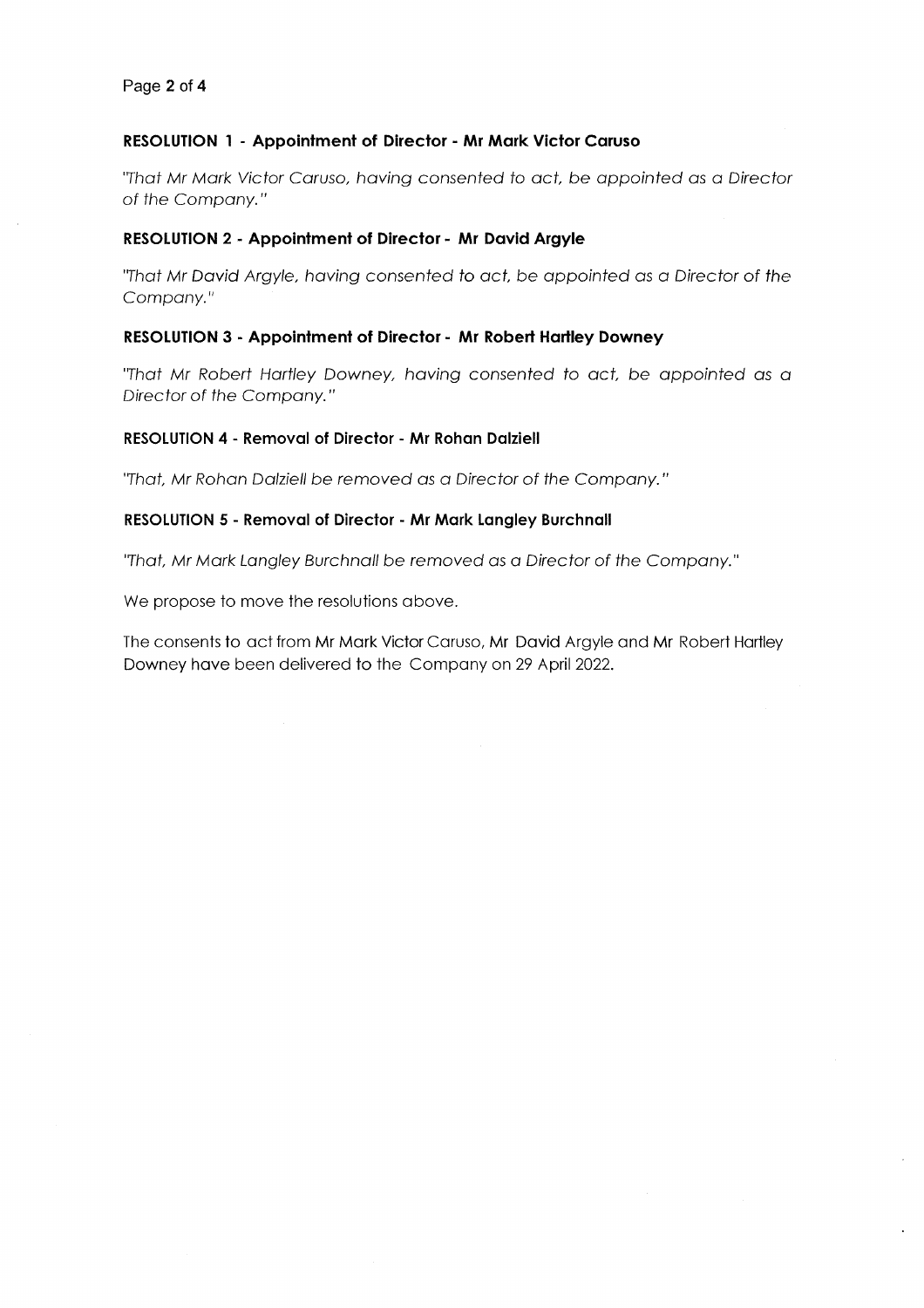**RESOLUTION 1 - Appointment of Director - Mr Mark Victor Caruso**

*"That Mr Mark Victor Caruso, having consented to act, be appointed as a Director of the Company."*

**RESOLUTION 2 - Appointment of Director - Mr David Argyle**

*"That Mr David Argyle, having consented to act, be appointed as a Director of the Company."*

**RESOLUTION 3 - Appointment of Director - Mr Robert Hartley Downey**

*"That Mr Robert Hartley Downey, having consented to act, be appointed as a Director of the Company."*

**RESOLUTION 4 - Removal of Director - Mr Rohan Dalziell**

*"That, Mr Rohan Dalziell be removed as a Director of the Company."*

**RESOLUTION 5 - Removal of Director - Mr Mark Langley Burchnall**

*"That, Mr Mark Langley Burchnall be removed as a Director of the Company."*

We propose to move the resolutions above.

The consents to act from Mr Mark Victor Caruso, Mr David Argyle and Mr Robert Hartley Downey have been delivered to the Company on 29 April 2022.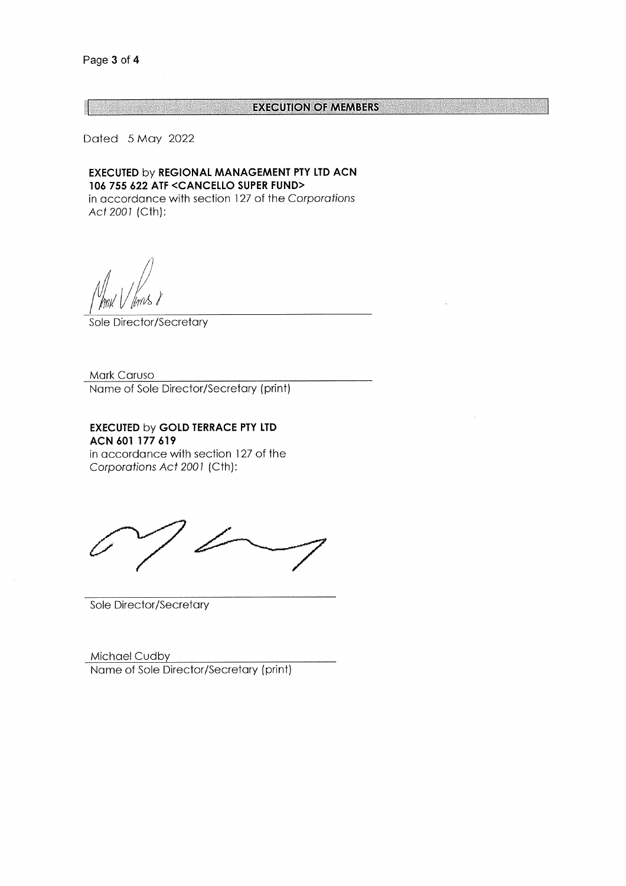## EXECUTION OF MEMBERS

Dated 5 May 2022

**EXECUTED** by **REGIONAL MANAGEMENT PTY LTD ACN 106 755 622 ATF <CANCELLO SUPER FUND>** in accordance with section 127 of the *Corporations Act 2001* (Cth):

Sole Director/Secretary

Mark Caruso

Name of Sole Director/Secretary (print)

**EXECUTED** by **GOLD TERRACE PTY LTD ACN 601 177 619** in accordance with section 127 of the *Corporations Act 2001* (Cth):

Sole Director/Secretary

Michael Cudby

Name of Sole Director/Secretary (print)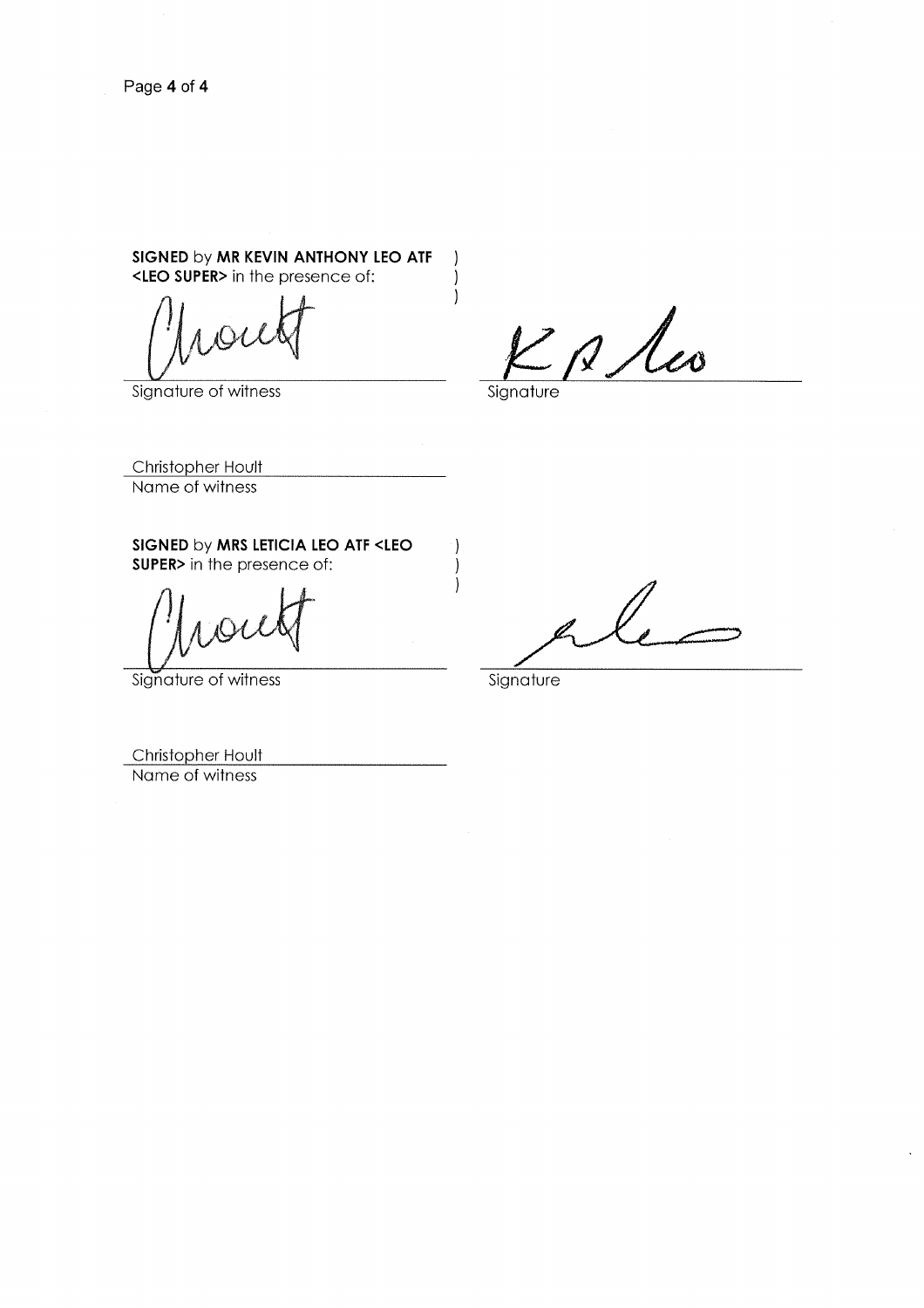**SIGNED** by **MR KEVIN ANTHONY LEO ATF <LEO SUPER>** in the presence of:

Signature of witness

Signature

Christopher Hoult
Name of witness

**SIGNED** by **MRS LETICIA LEO ATF <LEO SUPER>** in the presence of:

Signature of witness

Signature

Christopher Hoult
Name of witness